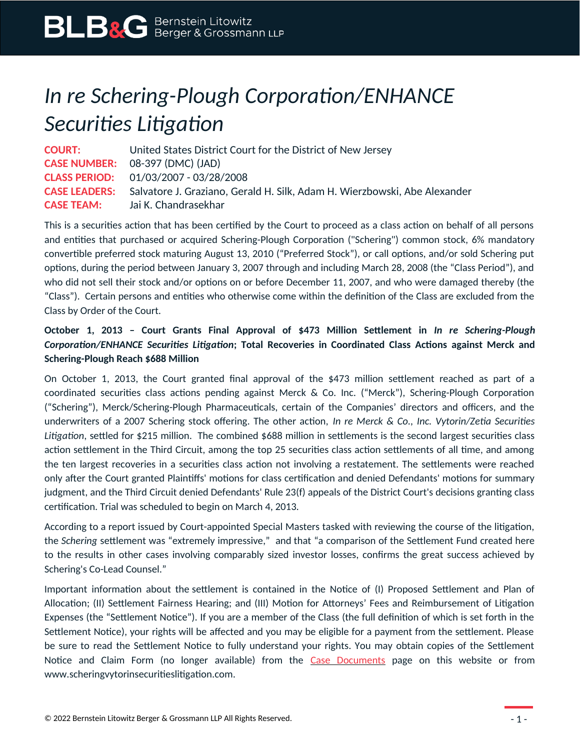# *In re Schering-Plough Corporation/ENHANCE Securities Litigation*

**COURT:** United States District Court for the District of New Jersey
**CASE NUMBER:** 08-397 (DMC) (JAD)
**CLASS PERIOD:** 01/03/2007 - 03/28/2008
**CASE LEADERS:** Salvatore J. Graziano, Gerald H. Silk, Adam H. Wierzbowski, Abe Alexander
**CASE TEAM:** Jai K. Chandrasekhar

This is a securities action that has been certified by the Court to proceed as a class action on behalf of all persons and entities that purchased or acquired Schering-Plough Corporation ("Schering") common stock, 6% mandatory convertible preferred stock maturing August 13, 2010 ("Preferred Stock"), or call options, and/or sold Schering put options, during the period between January 3, 2007 through and including March 28, 2008 (the "Class Period"), and who did not sell their stock and/or options on or before December 11, 2007, and who were damaged thereby (the "Class"). Certain persons and entities who otherwise come within the definition of the Class are excluded from the Class by Order of the Court.

**October 1, 2013 – Court Grants Final Approval of $473 Million Settlement in *In re Schering-Plough Corporation/ENHANCE Securities Litigation*; Total Recoveries in Coordinated Class Actions against Merck and Schering-Plough Reach $688 Million**

On October 1, 2013, the Court granted final approval of the $473 million settlement reached as part of a coordinated securities class actions pending against Merck & Co. Inc. ("Merck"), Schering-Plough Corporation ("Schering"), Merck/Schering-Plough Pharmaceuticals, certain of the Companies' directors and officers, and the underwriters of a 2007 Schering stock offering. The other action, *In re Merck & Co., Inc. Vytorin/Zetia Securities Litigation*, settled for $215 million. The combined $688 million in settlements is the second largest securities class action settlement in the Third Circuit, among the top 25 securities class action settlements of all time, and among the ten largest recoveries in a securities class action not involving a restatement. The settlements were reached only after the Court granted Plaintiffs' motions for class certification and denied Defendants' motions for summary judgment, and the Third Circuit denied Defendants' Rule 23(f) appeals of the District Court's decisions granting class certification. Trial was scheduled to begin on March 4, 2013.

According to a report issued by Court-appointed Special Masters tasked with reviewing the course of the litigation, the *Schering* settlement was "extremely impressive," and that "a comparison of the Settlement Fund created here to the results in other cases involving comparably sized investor losses, confirms the great success achieved by Schering's Co-Lead Counsel."

Important information about the settlement is contained in the Notice of (I) Proposed Settlement and Plan of Allocation; (II) Settlement Fairness Hearing; and (III) Motion for Attorneys' Fees and Reimbursement of Litigation Expenses (the "Settlement Notice"). If you are a member of the Class (the full definition of which is set forth in the Settlement Notice), your rights will be affected and you may be eligible for a payment from the settlement. Please be sure to read the Settlement Notice to fully understand your rights. You may obtain copies of the Settlement Notice and Claim Form (no longer available) from the Case Documents page on this website or from www.scheringvytorinsecuritieslitigation.com.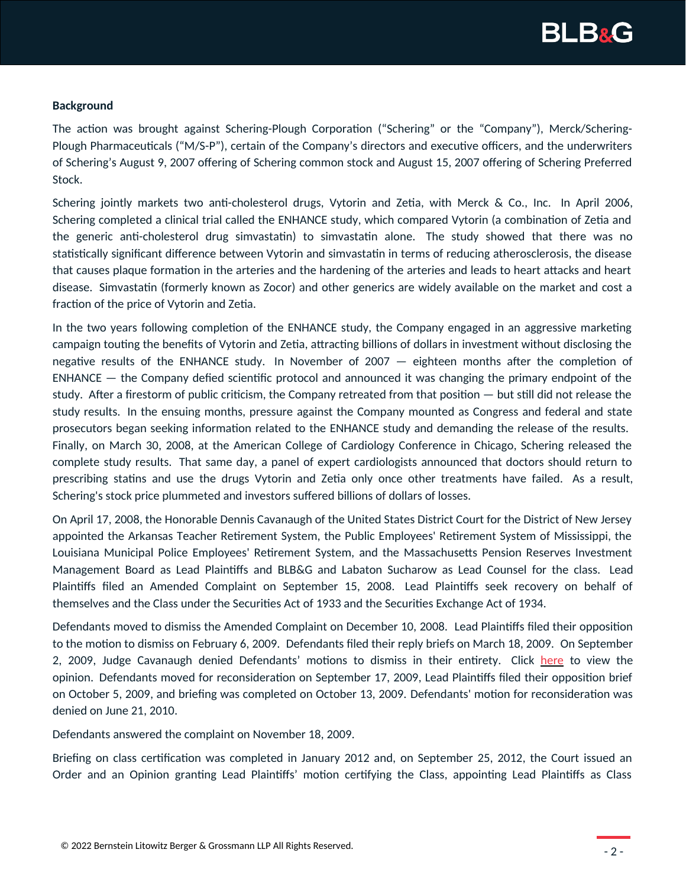**Background**

The action was brought against Schering-Plough Corporation ("Schering" or the "Company"), Merck/Schering-Plough Pharmaceuticals ("M/S-P"), certain of the Company's directors and executive officers, and the underwriters of Schering's August 9, 2007 offering of Schering common stock and August 15, 2007 offering of Schering Preferred Stock.

Schering jointly markets two anti-cholesterol drugs, Vytorin and Zetia, with Merck & Co., Inc. In April 2006, Schering completed a clinical trial called the ENHANCE study, which compared Vytorin (a combination of Zetia and the generic anti-cholesterol drug simvastatin) to simvastatin alone. The study showed that there was no statistically significant difference between Vytorin and simvastatin in terms of reducing atherosclerosis, the disease that causes plaque formation in the arteries and the hardening of the arteries and leads to heart attacks and heart disease. Simvastatin (formerly known as Zocor) and other generics are widely available on the market and cost a fraction of the price of Vytorin and Zetia.

In the two years following completion of the ENHANCE study, the Company engaged in an aggressive marketing campaign touting the benefits of Vytorin and Zetia, attracting billions of dollars in investment without disclosing the negative results of the ENHANCE study. In November of 2007 — eighteen months after the completion of ENHANCE — the Company defied scientific protocol and announced it was changing the primary endpoint of the study. After a firestorm of public criticism, the Company retreated from that position — but still did not release the study results. In the ensuing months, pressure against the Company mounted as Congress and federal and state prosecutors began seeking information related to the ENHANCE study and demanding the release of the results. Finally, on March 30, 2008, at the American College of Cardiology Conference in Chicago, Schering released the complete study results. That same day, a panel of expert cardiologists announced that doctors should return to prescribing statins and use the drugs Vytorin and Zetia only once other treatments have failed. As a result, Schering's stock price plummeted and investors suffered billions of dollars of losses.

On April 17, 2008, the Honorable Dennis Cavanaugh of the United States District Court for the District of New Jersey appointed the Arkansas Teacher Retirement System, the Public Employees' Retirement System of Mississippi, the Louisiana Municipal Police Employees' Retirement System, and the Massachusetts Pension Reserves Investment Management Board as Lead Plaintiffs and BLB&G and Labaton Sucharow as Lead Counsel for the class. Lead Plaintiffs filed an Amended Complaint on September 15, 2008. Lead Plaintiffs seek recovery on behalf of themselves and the Class under the Securities Act of 1933 and the Securities Exchange Act of 1934.

Defendants moved to dismiss the Amended Complaint on December 10, 2008. Lead Plaintiffs filed their opposition to the motion to dismiss on February 6, 2009. Defendants filed their reply briefs on March 18, 2009. On September 2, 2009, Judge Cavanaugh denied Defendants' motions to dismiss in their entirety. Click here to view the opinion. Defendants moved for reconsideration on September 17, 2009, Lead Plaintiffs filed their opposition brief on October 5, 2009, and briefing was completed on October 13, 2009. Defendants' motion for reconsideration was denied on June 21, 2010.

Defendants answered the complaint on November 18, 2009.

Briefing on class certification was completed in January 2012 and, on September 25, 2012, the Court issued an Order and an Opinion granting Lead Plaintiffs' motion certifying the Class, appointing Lead Plaintiffs as Class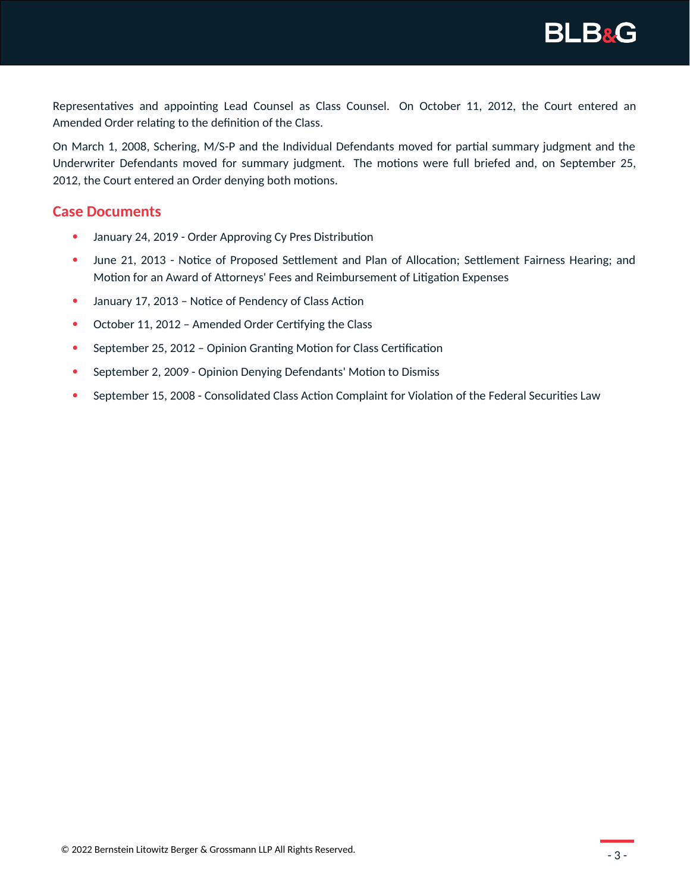Representatives and appointing Lead Counsel as Class Counsel. On October 11, 2012, the Court entered an Amended Order relating to the definition of the Class.

On March 1, 2008, Schering, M/S-P and the Individual Defendants moved for partial summary judgment and the Underwriter Defendants moved for summary judgment. The motions were full briefed and, on September 25, 2012, the Court entered an Order denying both motions.

## Case Documents

- January 24, 2019 - Order Approving Cy Pres Distribution
- June 21, 2013 - Notice of Proposed Settlement and Plan of Allocation; Settlement Fairness Hearing; and Motion for an Award of Attorneys' Fees and Reimbursement of Litigation Expenses
- January 17, 2013 – Notice of Pendency of Class Action
- October 11, 2012 – Amended Order Certifying the Class
- September 25, 2012 – Opinion Granting Motion for Class Certification
- September 2, 2009 - Opinion Denying Defendants' Motion to Dismiss
- September 15, 2008 - Consolidated Class Action Complaint for Violation of the Federal Securities Law

© 2022 Bernstein Litowitz Berger & Grossmann LLP All Rights Reserved.